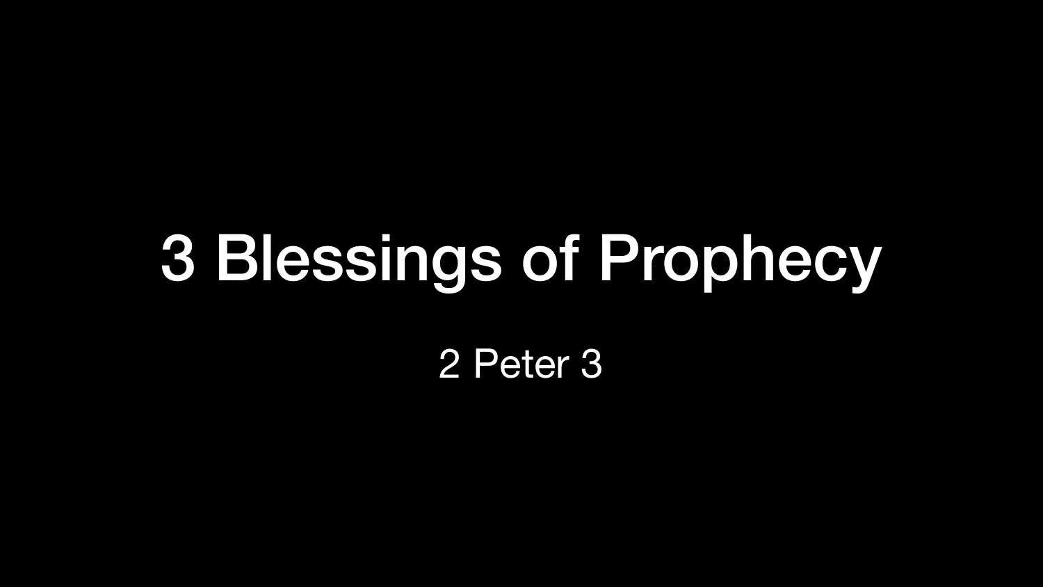# 3 Blessings of Prophecy

2 Peter 3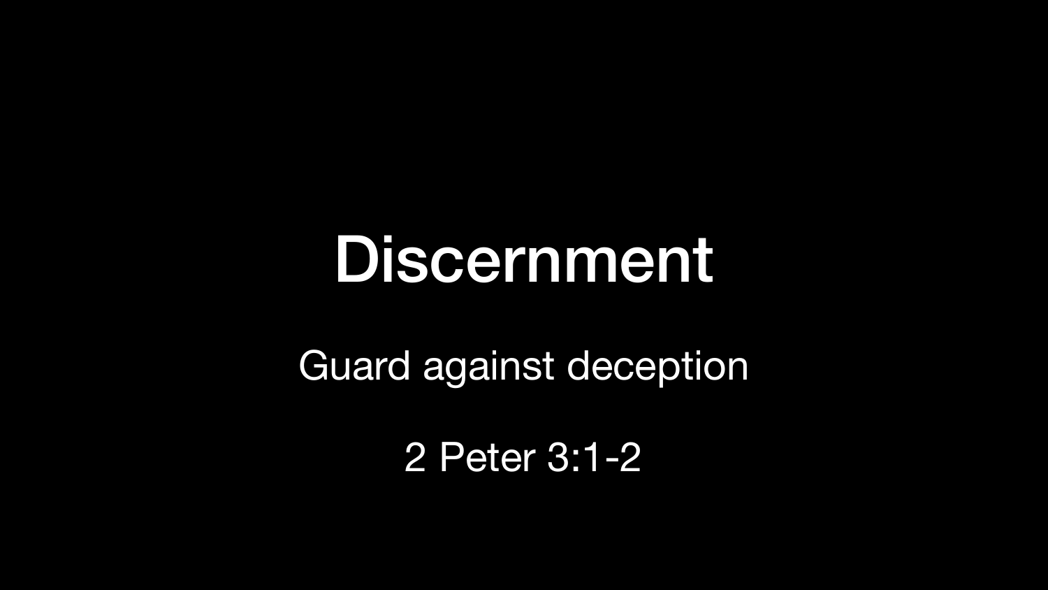# Discernment

Guard against deception

2 Peter 3:1-2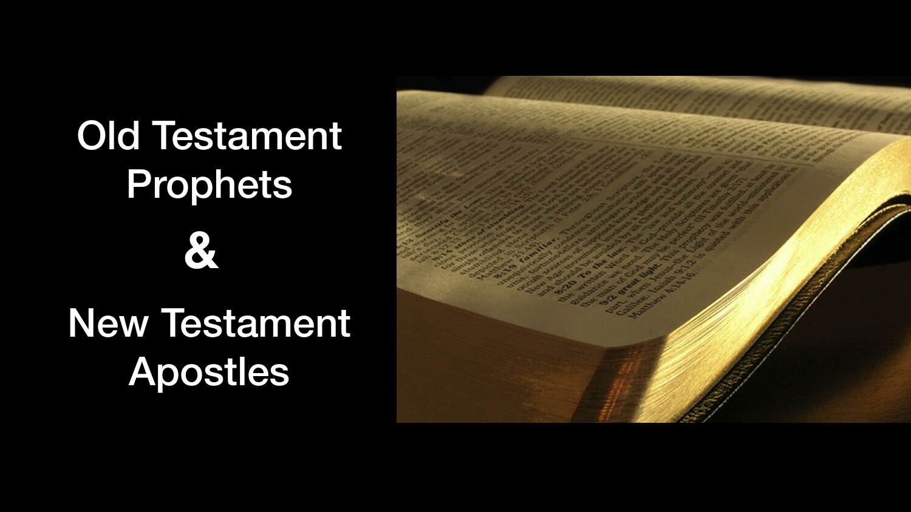# Old Testament Prophets

# &

# New Testament Apostles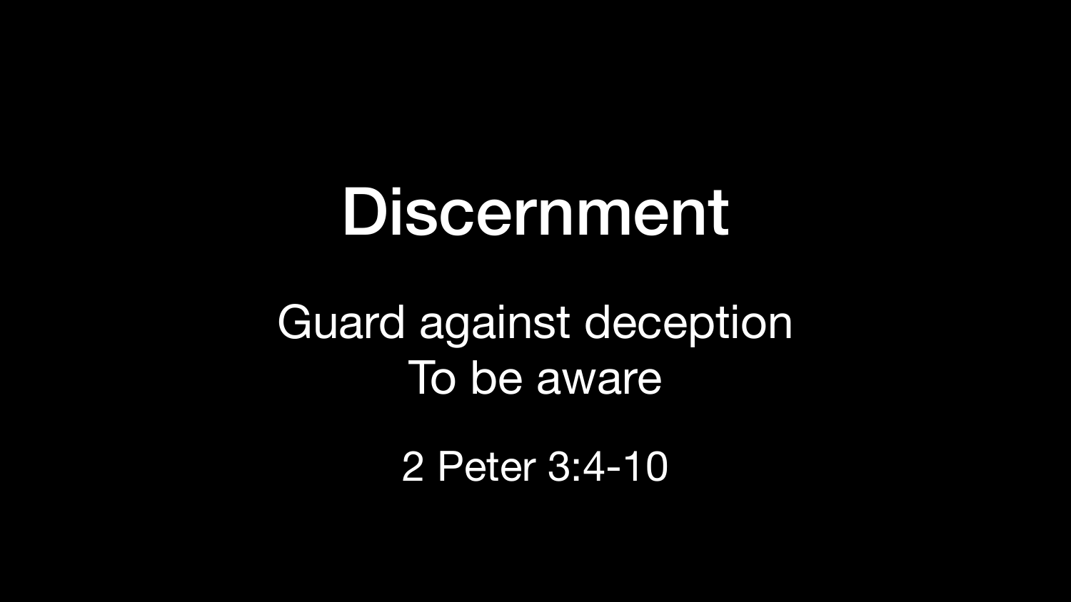# Discernment

Guard against deception
To be aware

2 Peter 3:4-10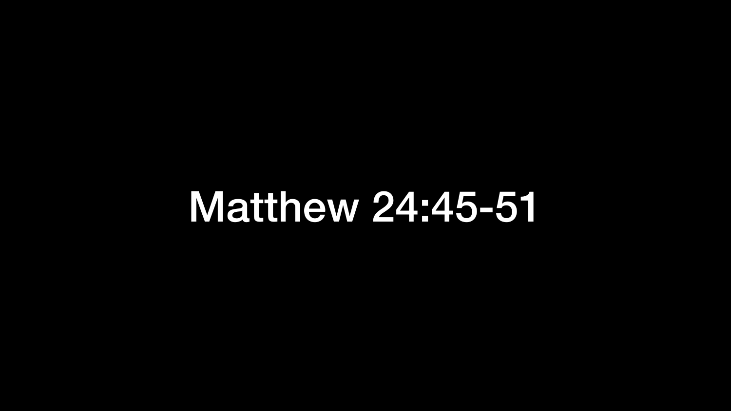Matthew 24:45-51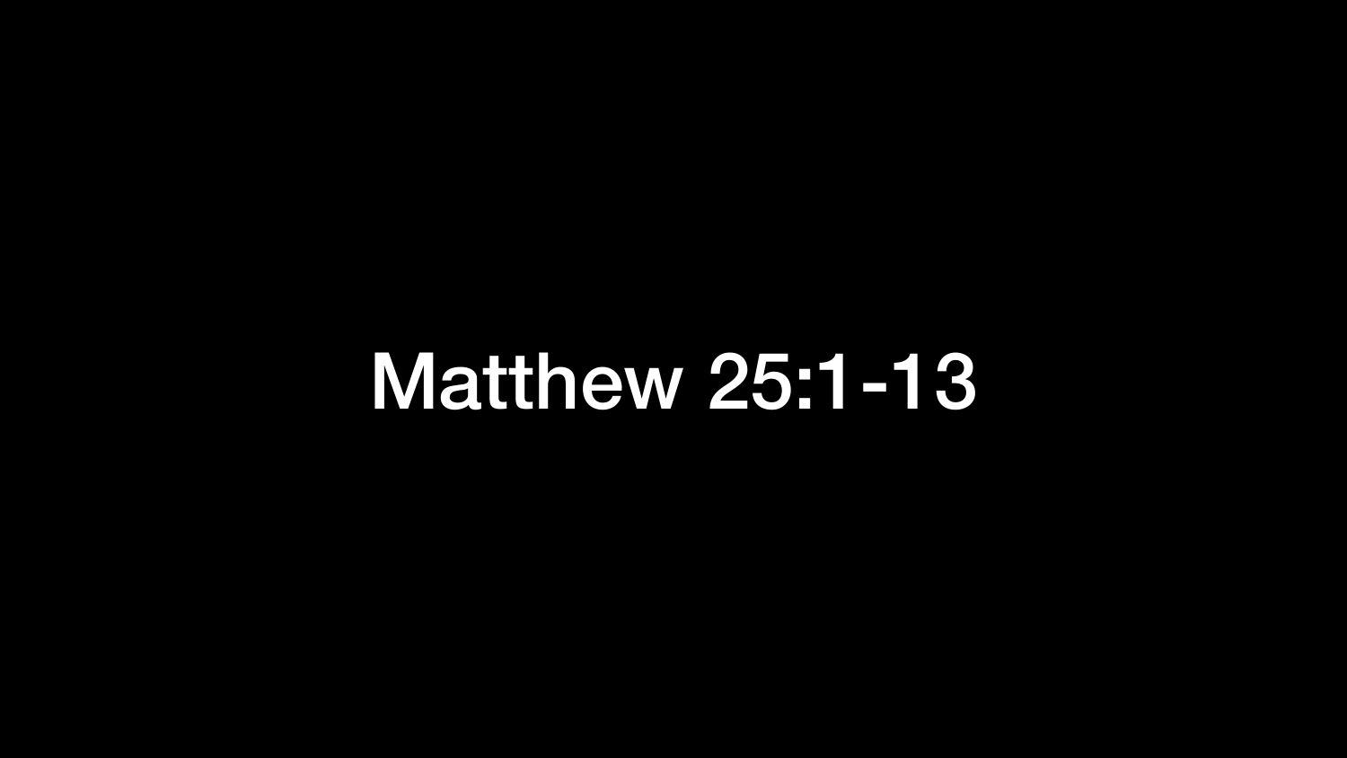# Matthew 25:1-13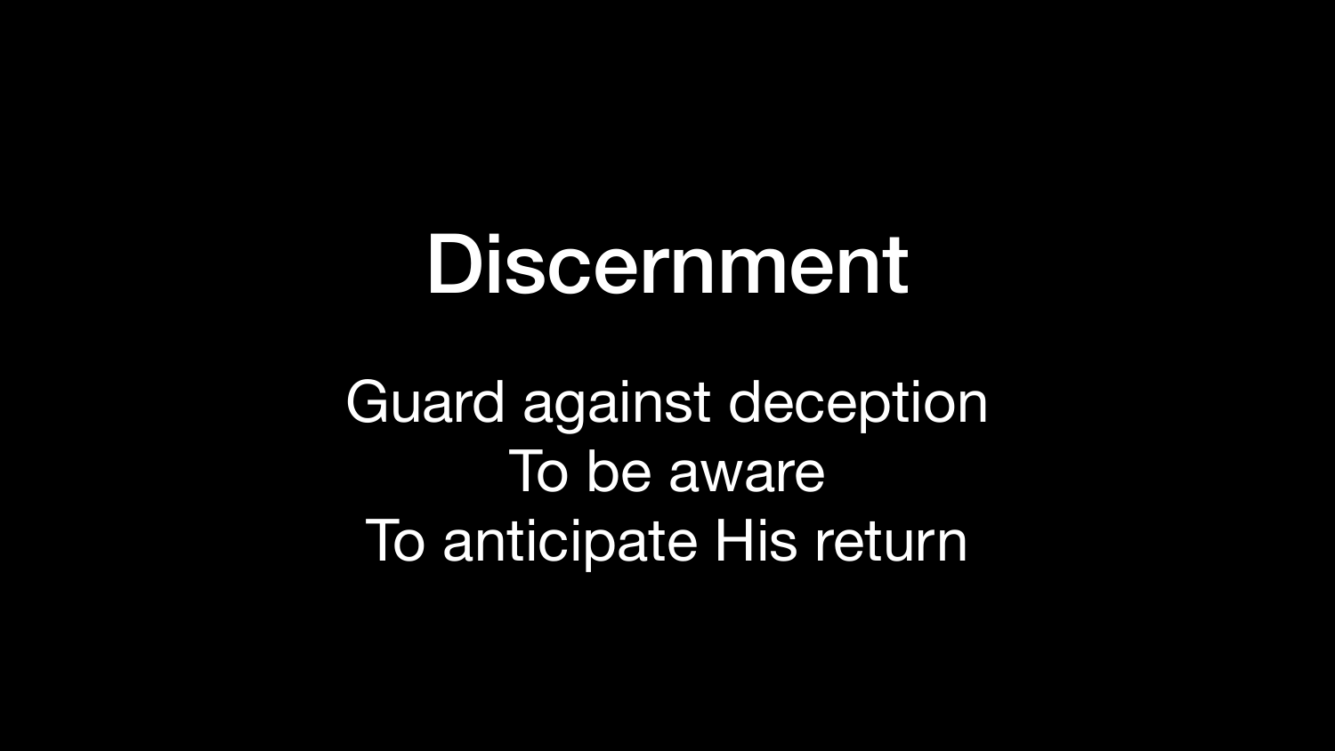# Discernment

Guard against deception
To be aware
To anticipate His return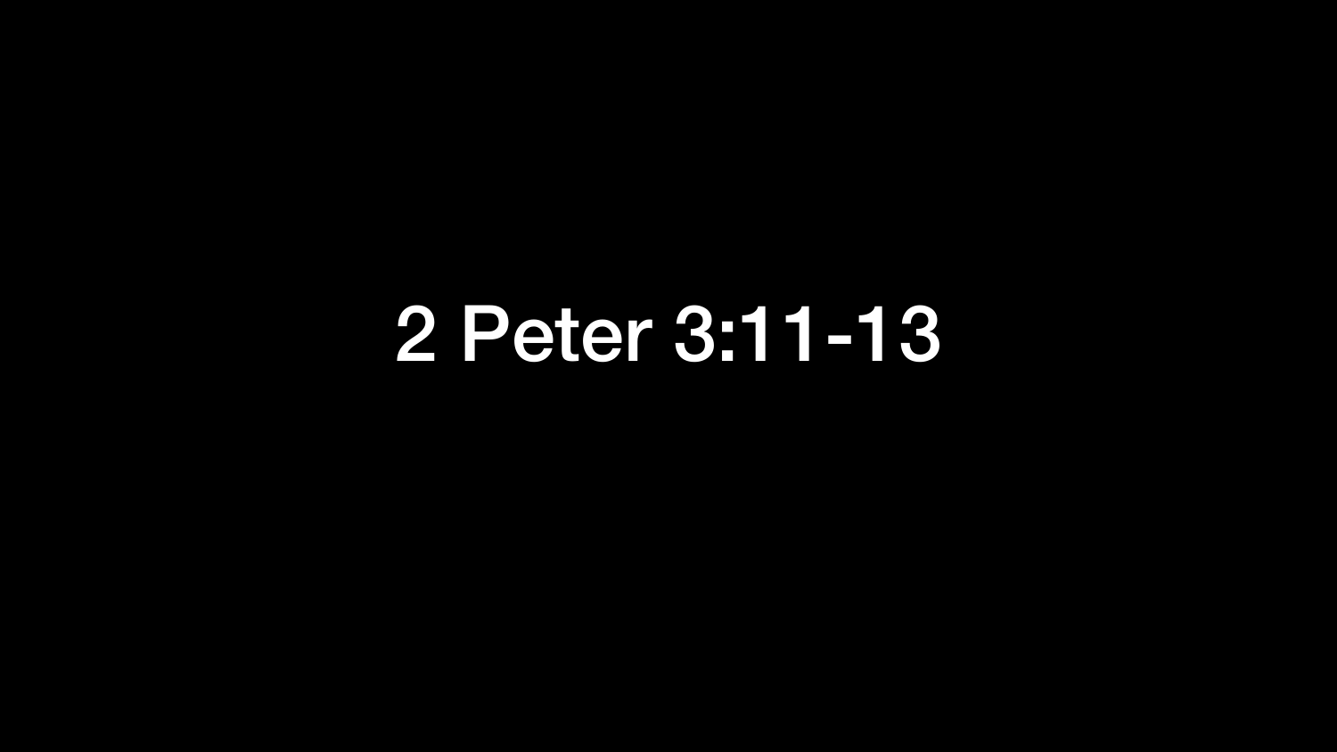# 2 Peter 3:11-13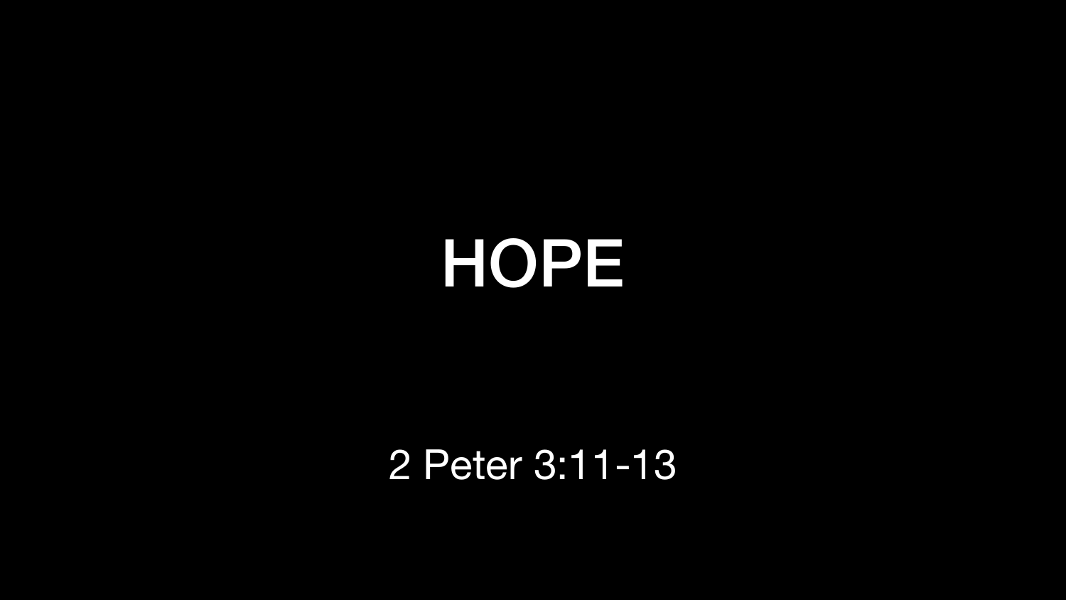# HOPE

2 Peter 3:11-13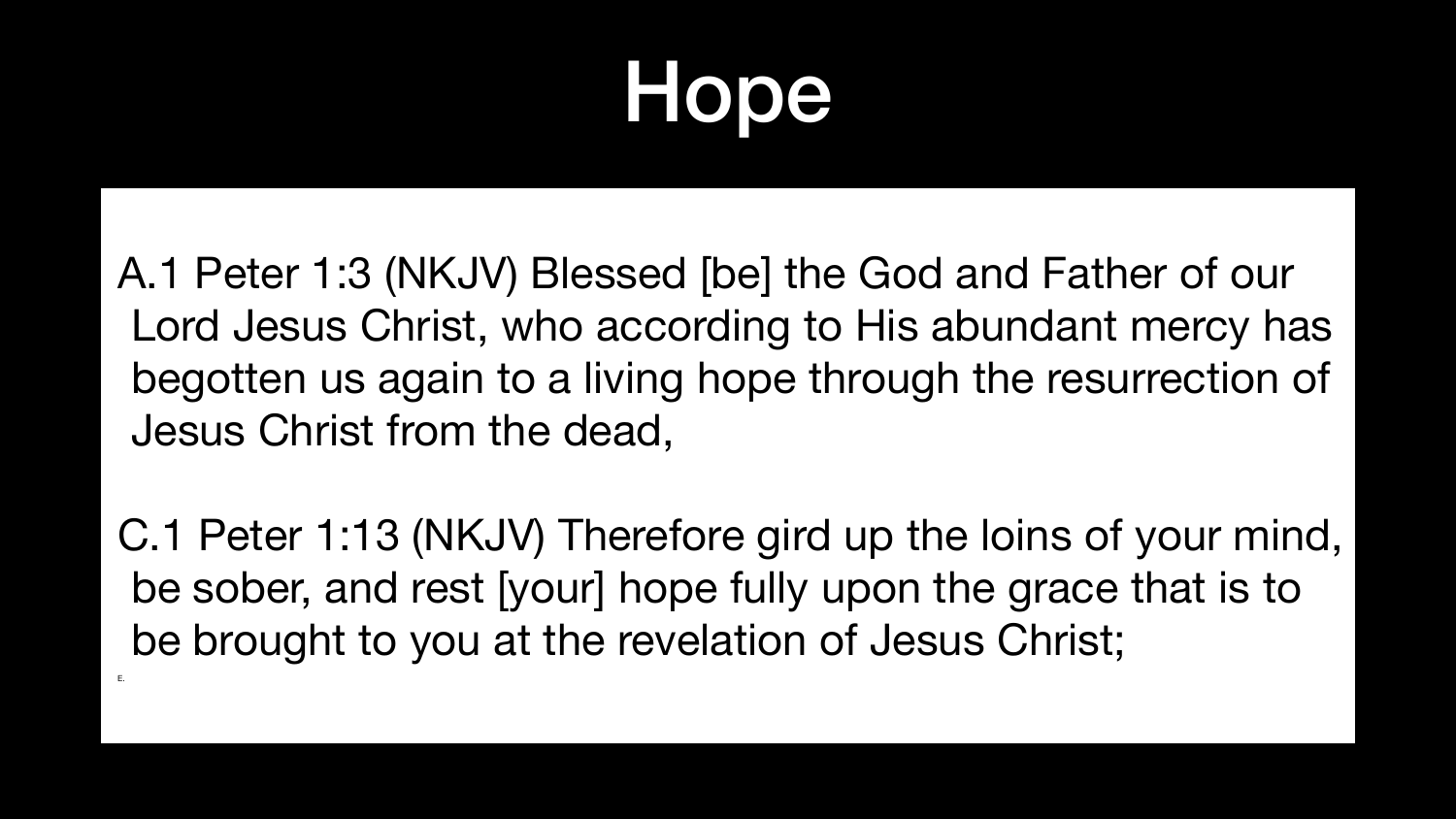# Hope

A. 1 Peter 1:3 (NKJV) Blessed [be] the God and Father of our Lord Jesus Christ, who according to His abundant mercy has begotten us again to a living hope through the resurrection of Jesus Christ from the dead,

C. 1 Peter 1:13 (NKJV) Therefore gird up the loins of your mind, be sober, and rest [your] hope fully upon the grace that is to be brought to you at the revelation of Jesus Christ;

E.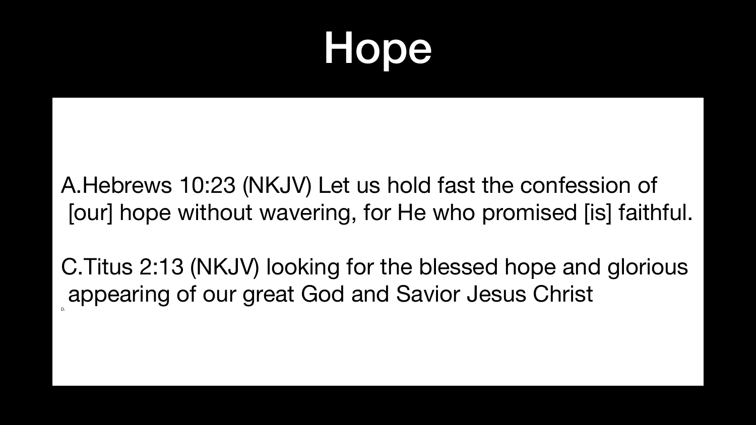# Hope

A. Hebrews 10:23 (NKJV) Let us hold fast the confession of [our] hope without wavering, for He who promised [is] faithful.

C. Titus 2:13 (NKJV) looking for the blessed hope and glorious appearing of our great God and Savior Jesus Christ

D.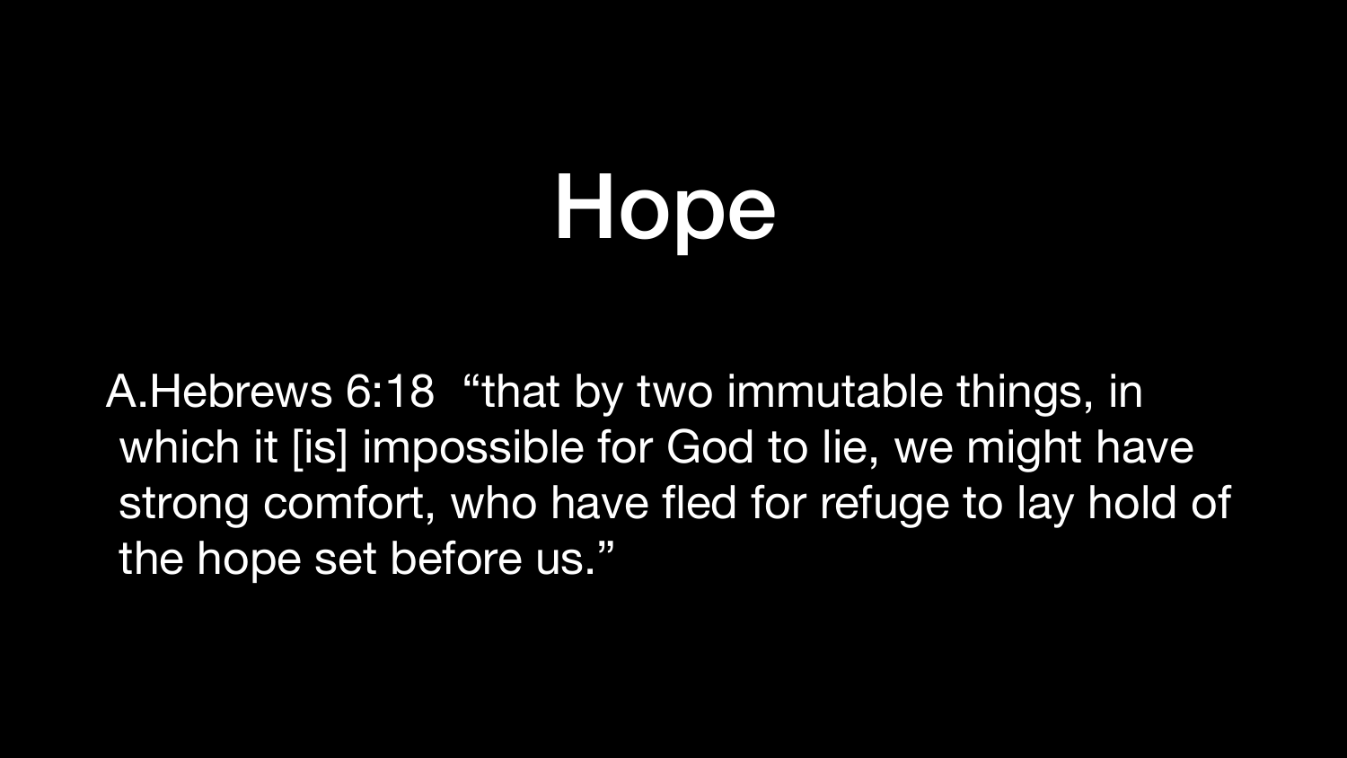# Hope

A. Hebrews 6:18 “that by two immutable things, in which it [is] impossible for God to lie, we might have strong comfort, who have fled for refuge to lay hold of the hope set before us.”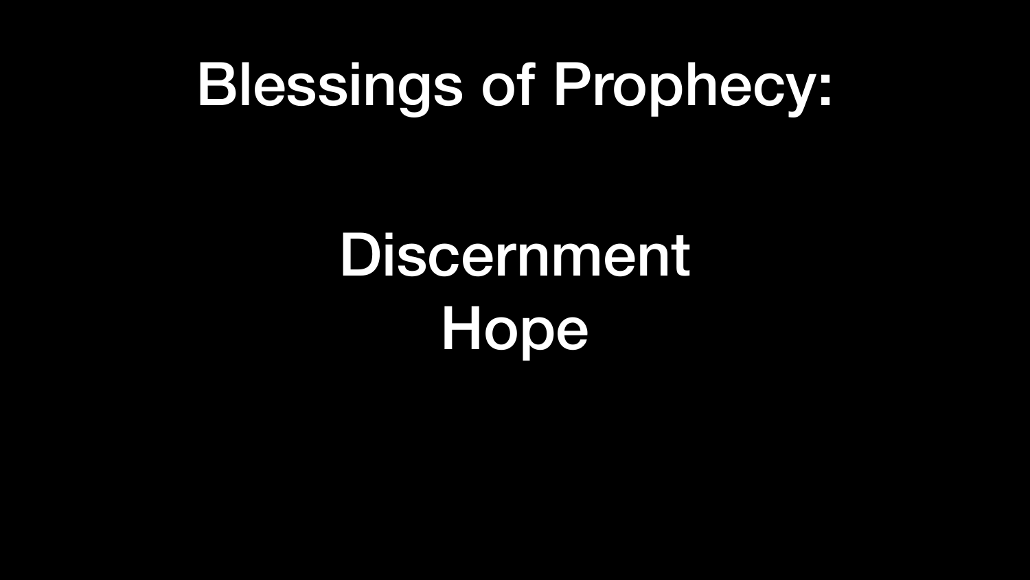# Blessings of Prophecy:

Discernment
Hope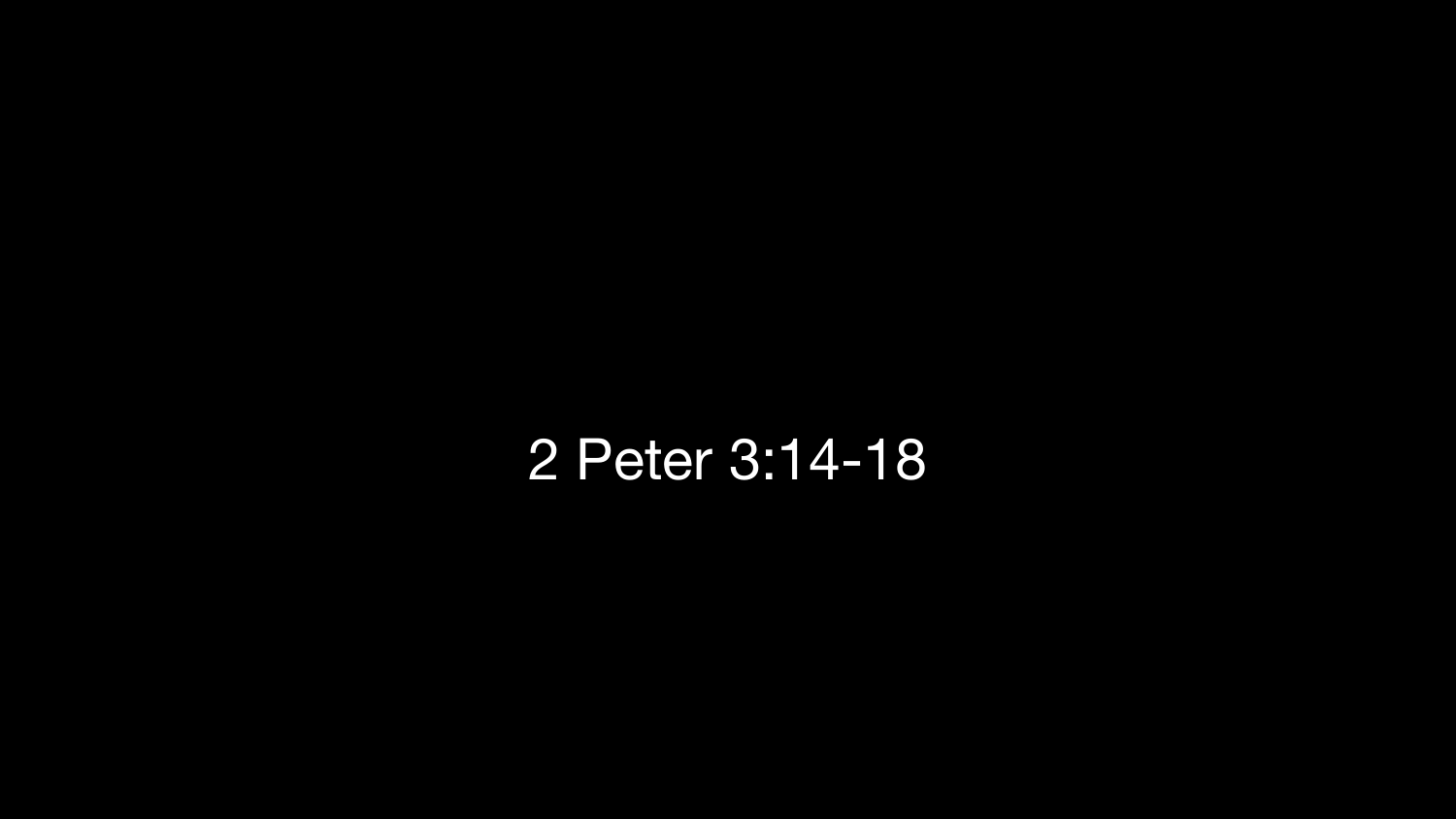2 Peter 3:14-18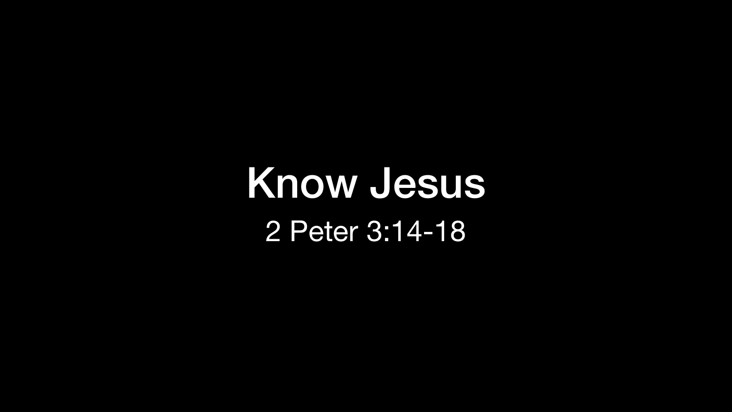# Know Jesus

2 Peter 3:14-18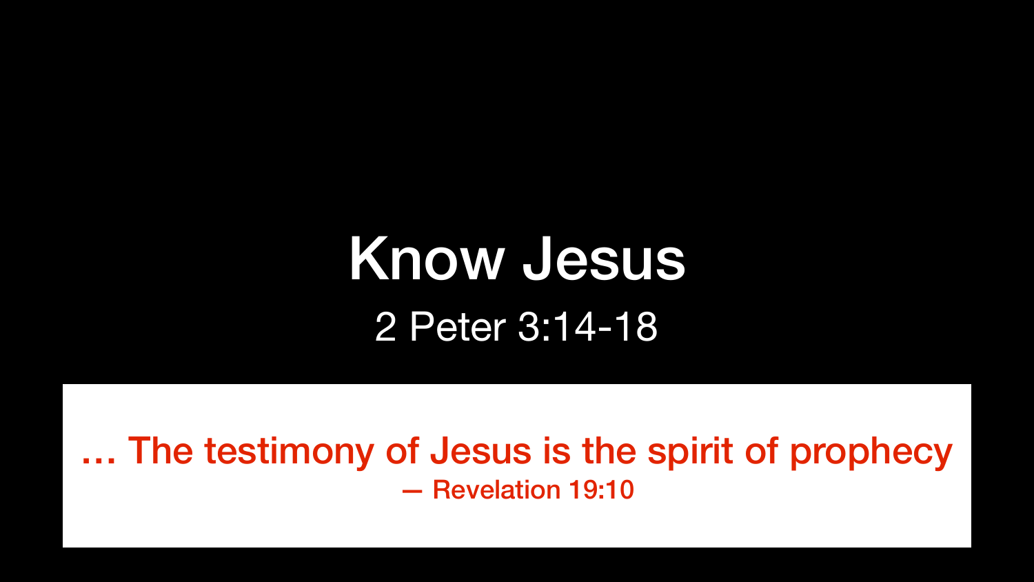# Know Jesus

2 Peter 3:14-18

… The testimony of Jesus is the spirit of prophecy
— Revelation 19:10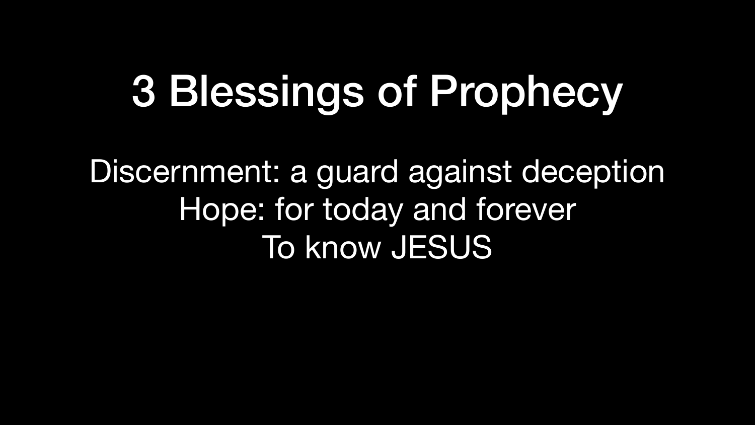# 3 Blessings of Prophecy

Discernment: a guard against deception
Hope: for today and forever
To know JESUS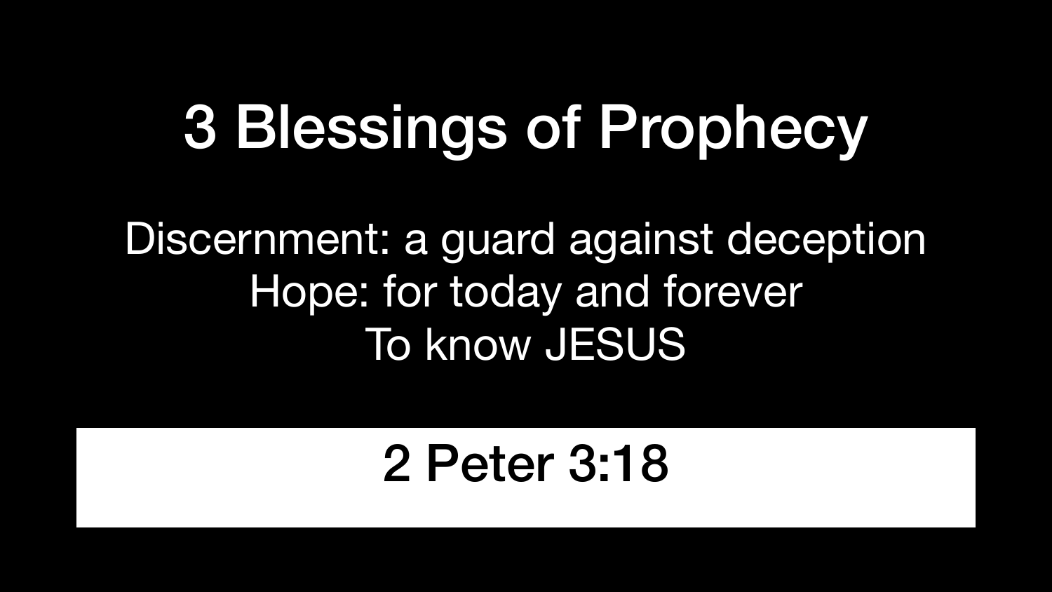# 3 Blessings of Prophecy

Discernment: a guard against deception
Hope: for today and forever
To know JESUS

2 Peter 3:18